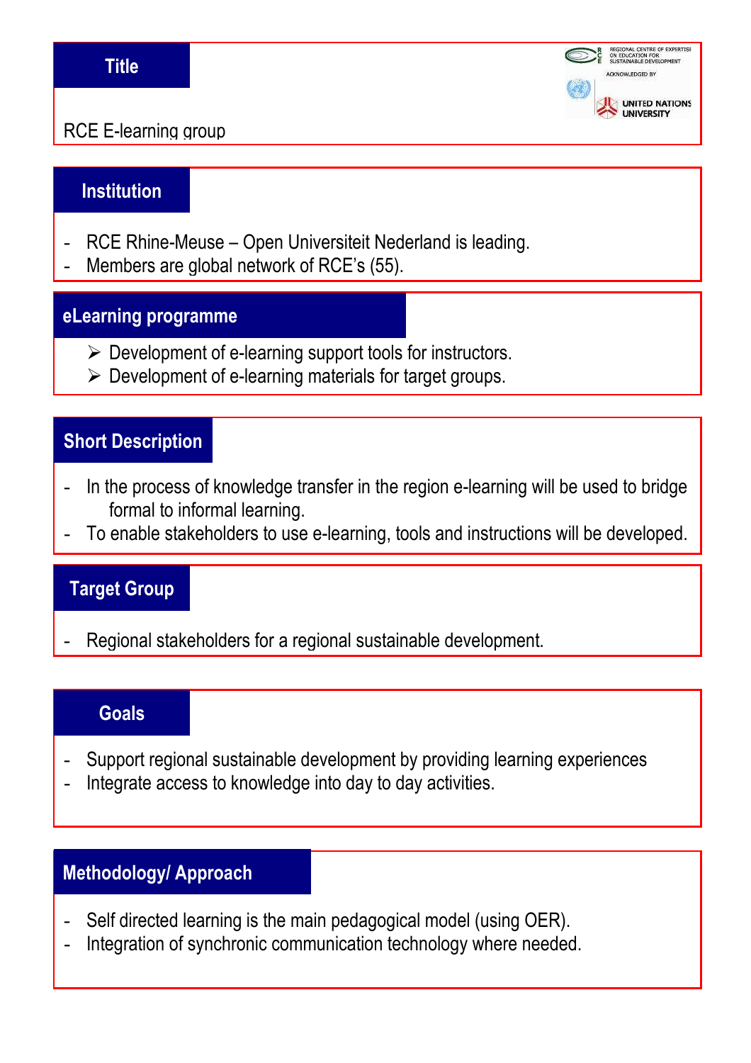## Title

RCE E-learning group

## Institution

- RCE Rhine-Meuse – Open Universiteit Nederland is leading.
- Members are global network of RCE's (55).

## eLearning programme

- Development of e-learning support tools for instructors.
- Development of e-learning materials for target groups.

## Short Description

- In the process of knowledge transfer in the region e-learning will be used to bridge formal to informal learning.
- To enable stakeholders to use e-learning, tools and instructions will be developed.

## Target Group

- Regional stakeholders for a regional sustainable development.

## Goals

- Support regional sustainable development by providing learning experiences
- Integrate access to knowledge into day to day activities.

## Methodology/ Approach

- Self directed learning is the main pedagogical model (using OER).
- Integration of synchronic communication technology where needed.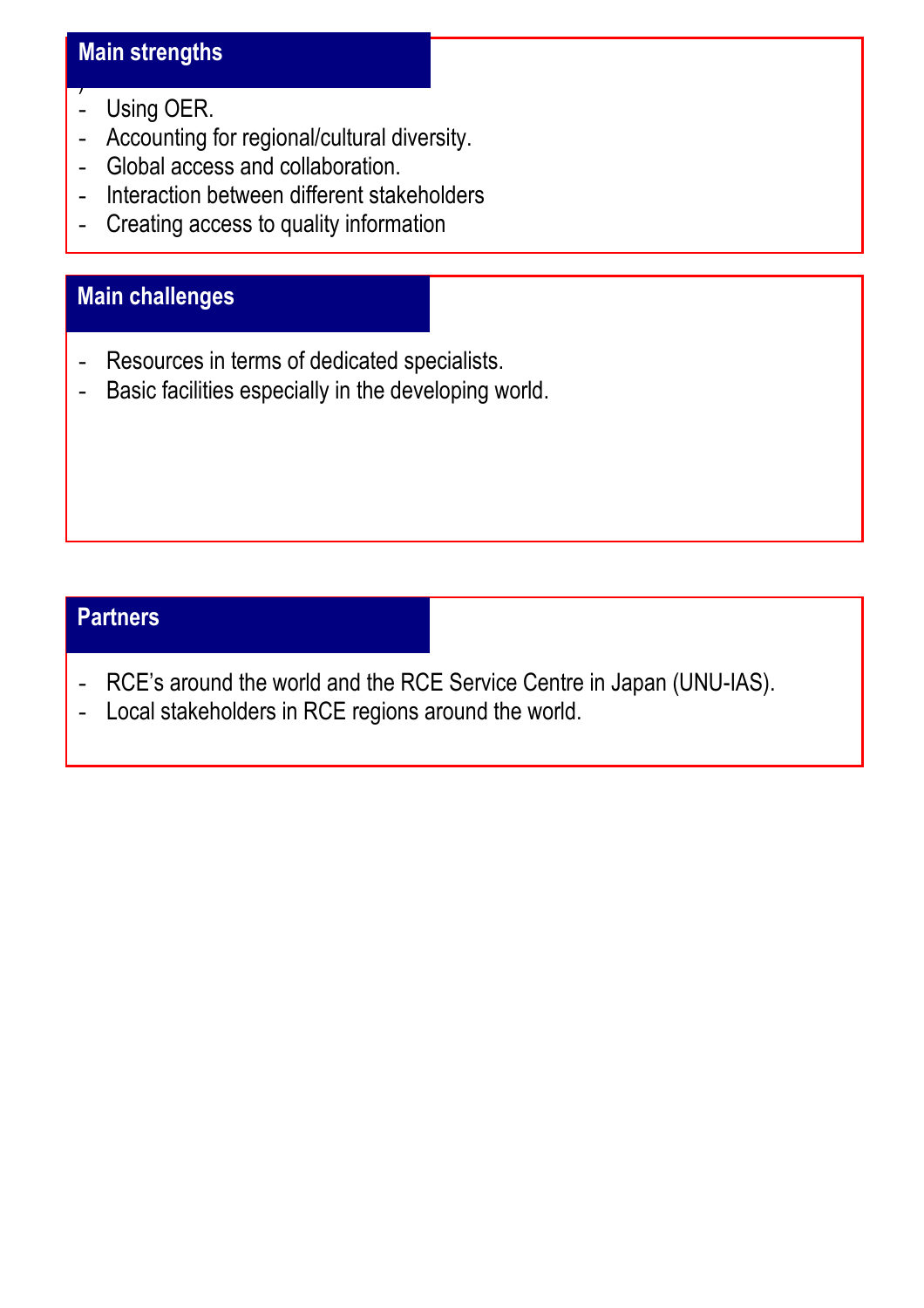## Main strengths

- Using OER.
- Accounting for regional/cultural diversity.
- Global access and collaboration.
- Interaction between different stakeholders
- Creating access to quality information

## Main challenges

- Resources in terms of dedicated specialists.
- Basic facilities especially in the developing world.

## Partners

- RCE's around the world and the RCE Service Centre in Japan (UNU-IAS).
- Local stakeholders in RCE regions around the world.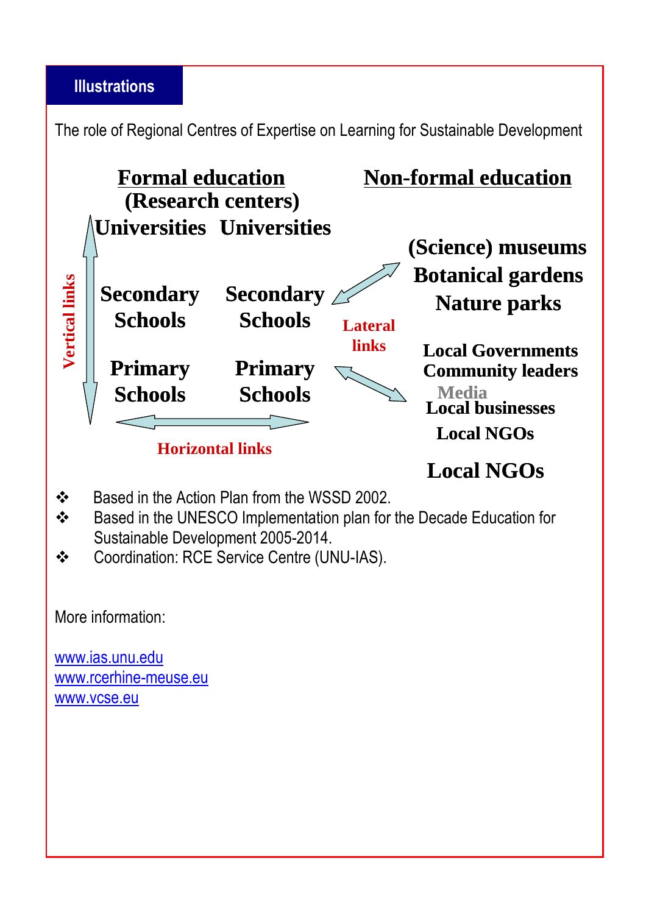## Illustrations

The role of Regional Centres of Expertise on Learning for Sustainable Development

**Formal education**
**(Research centers)**

**Non-formal education**

**Universities** **Universities**

**Secondary Schools** **Secondary Schools**

**Primary Schools** **Primary Schools**

Vertical links

Horizontal links

Lateral links

**(Science) museums**
**Botanical gardens**
**Nature parks**

**Local Governments**
**Community leaders**
**Media**
**Local businesses**
**Local NGOs**

**Local NGOs**

- Based in the Action Plan from the WSSD 2002.
- Based in the UNESCO Implementation plan for the Decade Education for Sustainable Development 2005-2014.
- Coordination: RCE Service Centre (UNU-IAS).

More information:

www.ias.unu.edu
www.rcerhine-meuse.eu
www.vcse.eu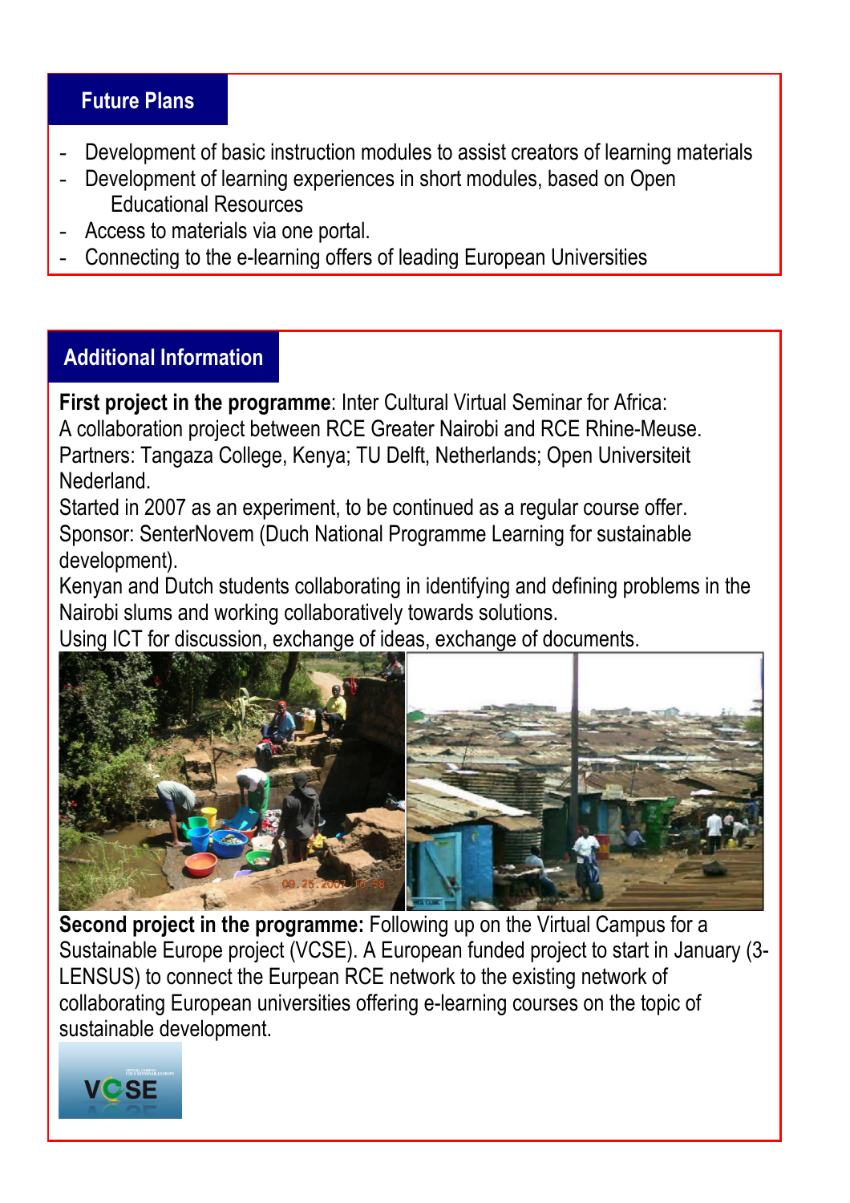## Future Plans

- Development of basic instruction modules to assist creators of learning materials
- Development of learning experiences in short modules, based on Open Educational Resources
- Access to materials via one portal.
- Connecting to the e-learning offers of leading European Universities

## Additional Information

**First project in the programme**: Inter Cultural Virtual Seminar for Africa:
A collaboration project between RCE Greater Nairobi and RCE Rhine-Meuse.
Partners: Tangaza College, Kenya; TU Delft, Netherlands; Open Universiteit Nederland.
Started in 2007 as an experiment, to be continued as a regular course offer.
Sponsor: SenterNovem (Duch National Programme Learning for sustainable development).
Kenyan and Dutch students collaborating in identifying and defining problems in the Nairobi slums and working collaboratively towards solutions.
Using ICT for discussion, exchange of ideas, exchange of documents.

**Second project in the programme:** Following up on the Virtual Campus for a Sustainable Europe project (VCSE). A European funded project to start in January (3-LENSUS) to connect the Eurpean RCE network to the existing network of collaborating European universities offering e-learning courses on the topic of sustainable development.